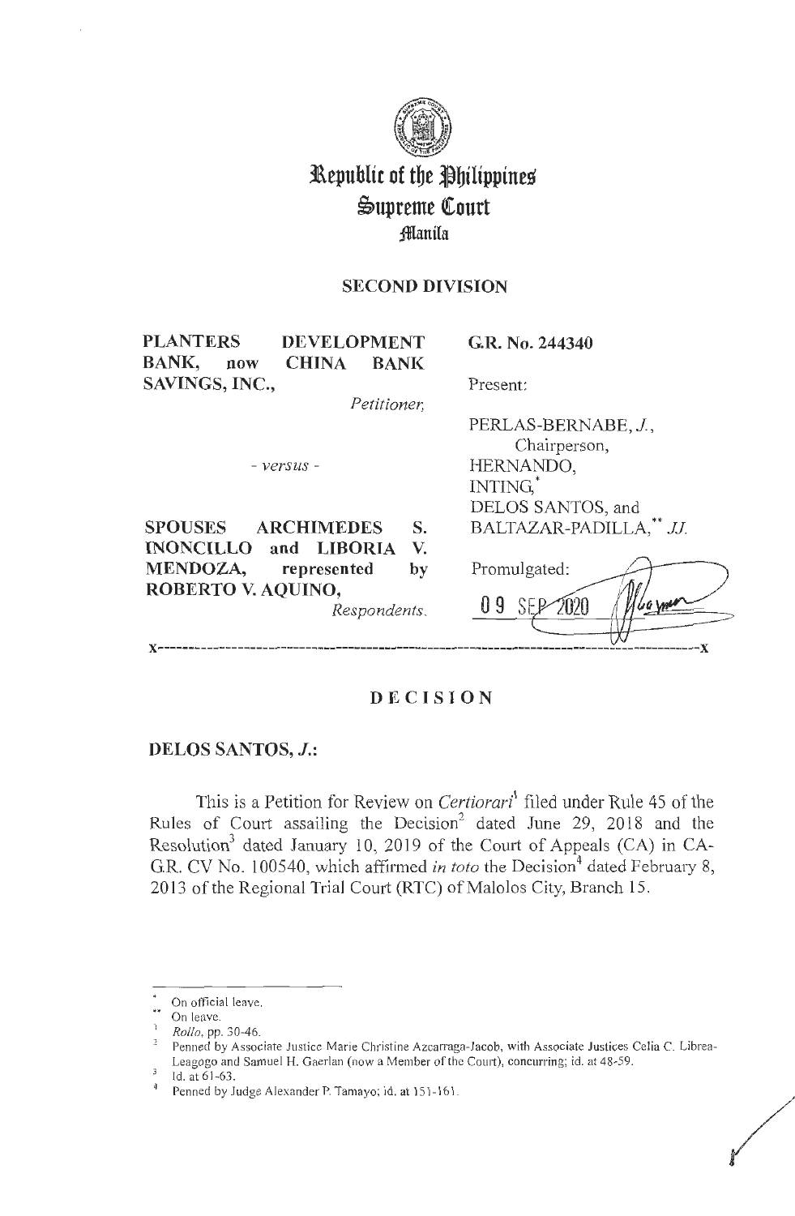# Republic of the Philippines
# Supreme Court
# Manila

## SECOND DIVISION

| | |
|---|---|
| **PLANTERS DEVELOPMENT BANK, now CHINA BANK SAVINGS, INC.,** *Petitioner,* | **G.R. No. 244340** |
| | Present: |
| - *versus* - | PERLAS-BERNABE, *J.*, Chairperson, HERNANDO, INTING,* DELOS SANTOS, and BALTAZAR-PADILLA,** *JJ.* |
| **SPOUSES ARCHIMEDES S. INONCILLO and LIBORIA V. MENDOZA, represented by ROBERTO V. AQUINO,** *Respondents.* | Promulgated: 09 SEP 2020 |

x---------------------------------------------------------------------------------------x

## DECISION

**DELOS SANTOS, *J.*:**

This is a Petition for Review on *Certiorari*[1] filed under Rule 45 of the Rules of Court assailing the Decision[2] dated June 29, 2018 and the Resolution[3] dated January 10, 2019 of the Court of Appeals (CA) in CA-G.R. CV No. 100540, which affirmed *in toto* the Decision[4] dated February 8, 2013 of the Regional Trial Court (RTC) of Malolos City, Branch 15.

---

\* On official leave.

\** On leave.

[1] *Rollo*, pp. 30-46.

[2] Penned by Associate Justice Marie Christine Azcarraga-Jacob, with Associate Justices Celia C. Librea-Leagogo and Samuel H. Gaerlan (now a Member of the Court), concurring; id. at 48-59.

[3] Id. at 61-63.

[4] Penned by Judge Alexander P. Tamayo; id. at 151-161.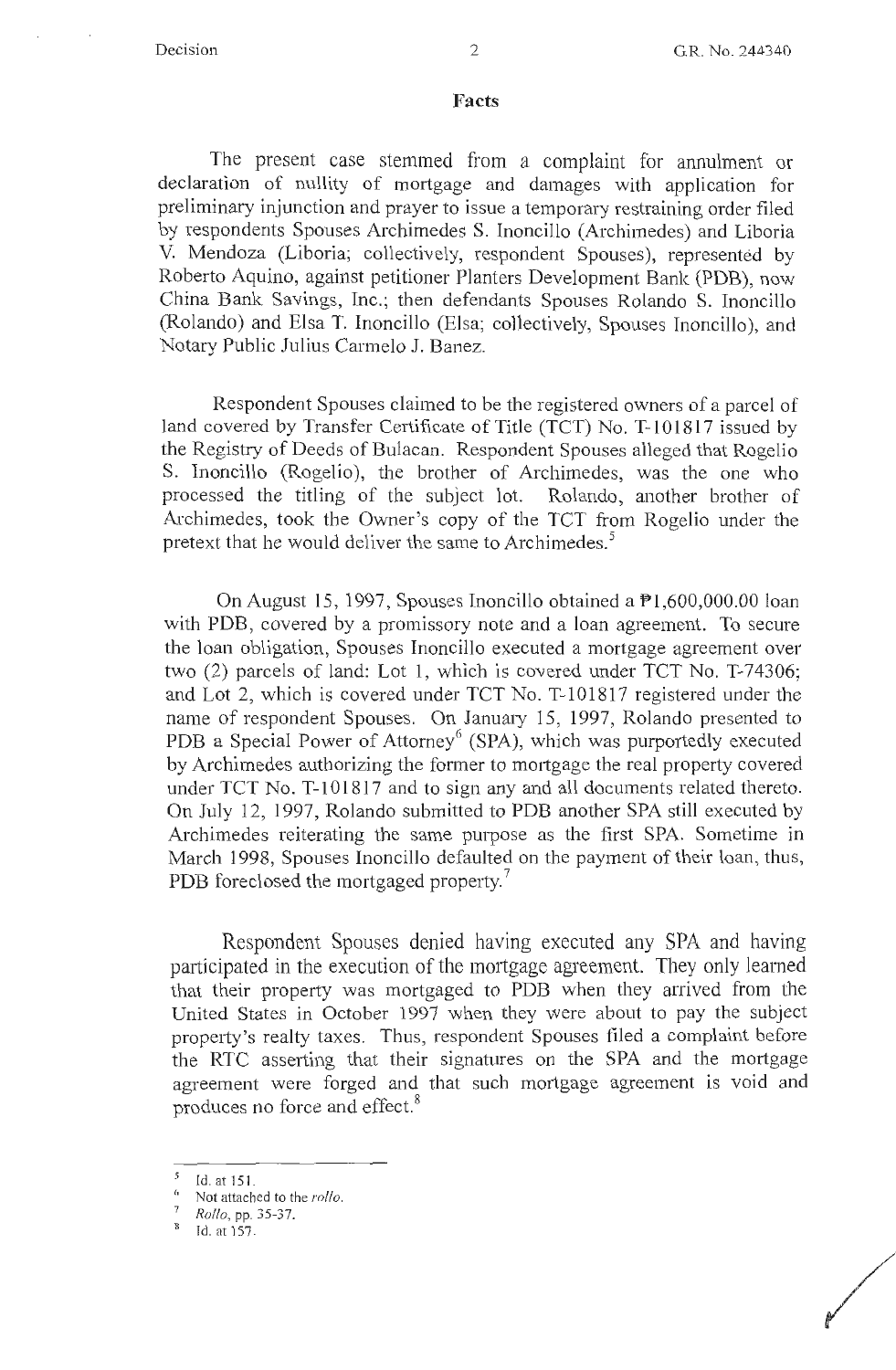## Facts

The present case stemmed from a complaint for annulment or declaration of nullity of mortgage and damages with application for preliminary injunction and prayer to issue a temporary restraining order filed by respondents Spouses Archimedes S. Inoncillo (Archimedes) and Liboria V. Mendoza (Liboria; collectively, respondent Spouses), represented by Roberto Aquino, against petitioner Planters Development Bank (PDB), now China Bank Savings, Inc.; then defendants Spouses Rolando S. Inoncillo (Rolando) and Elsa T. Inoncillo (Elsa; collectively, Spouses Inoncillo), and Notary Public Julius Carmelo J. Banez.

Respondent Spouses claimed to be the registered owners of a parcel of land covered by Transfer Certificate of Title (TCT) No. T-101817 issued by the Registry of Deeds of Bulacan. Respondent Spouses alleged that Rogelio S. Inoncillo (Rogelio), the brother of Archimedes, was the one who processed the titling of the subject lot. Rolando, another brother of Archimedes, took the Owner's copy of the TCT from Rogelio under the pretext that he would deliver the same to Archimedes.[5]

On August 15, 1997, Spouses Inoncillo obtained a ₱1,600,000.00 loan with PDB, covered by a promissory note and a loan agreement. To secure the loan obligation, Spouses Inoncillo executed a mortgage agreement over two (2) parcels of land: Lot 1, which is covered under TCT No. T-74306; and Lot 2, which is covered under TCT No. T-101817 registered under the name of respondent Spouses. On January 15, 1997, Rolando presented to PDB a Special Power of Attorney[6] (SPA), which was purportedly executed by Archimedes authorizing the former to mortgage the real property covered under TCT No. T-101817 and to sign any and all documents related thereto. On July 12, 1997, Rolando submitted to PDB another SPA still executed by Archimedes reiterating the same purpose as the first SPA. Sometime in March 1998, Spouses Inoncillo defaulted on the payment of their loan, thus, PDB foreclosed the mortgaged property.[7]

Respondent Spouses denied having executed any SPA and having participated in the execution of the mortgage agreement. They only learned that their property was mortgaged to PDB when they arrived from the United States in October 1997 when they were about to pay the subject property's realty taxes. Thus, respondent Spouses filed a complaint before the RTC asserting that their signatures on the SPA and the mortgage agreement were forged and that such mortgage agreement is void and produces no force and effect.[8]

---

[5] Id. at 151.

[6] Not attached to the *rollo*.

[7] *Rollo*, pp. 35-37.

[8] Id. at 157.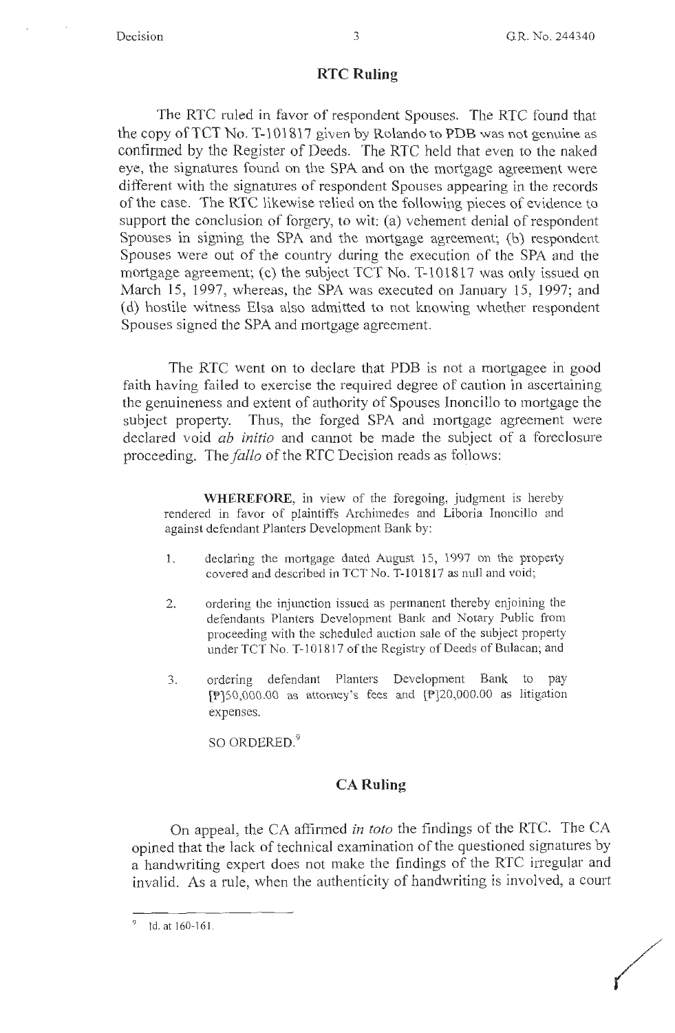## RTC Ruling

The RTC ruled in favor of respondent Spouses. The RTC found that the copy of TCT No. T-101817 given by Rolando to PDB was not genuine as confirmed by the Register of Deeds. The RTC held that even to the naked eye, the signatures found on the SPA and on the mortgage agreement were different with the signatures of respondent Spouses appearing in the records of the case. The RTC likewise relied on the following pieces of evidence to support the conclusion of forgery, to wit: (a) vehement denial of respondent Spouses in signing the SPA and the mortgage agreement; (b) respondent Spouses were out of the country during the execution of the SPA and the mortgage agreement; (c) the subject TCT No. T-101817 was only issued on March 15, 1997, whereas, the SPA was executed on January 15, 1997; and (d) hostile witness Elsa also admitted to not knowing whether respondent Spouses signed the SPA and mortgage agreement.

The RTC went on to declare that PDB is not a mortgagee in good faith having failed to exercise the required degree of caution in ascertaining the genuineness and extent of authority of Spouses Inoncillo to mortgage the subject property. Thus, the forged SPA and mortgage agreement were declared void *ab initio* and cannot be made the subject of a foreclosure proceeding. The *fallo* of the RTC Decision reads as follows:

> **WHEREFORE,** in view of the foregoing, judgment is hereby rendered in favor of plaintiffs Archimedes and Liboria Inoncillo and against defendant Planters Development Bank by:
>
> 1. declaring the mortgage dated August 15, 1997 on the property covered and described in TCT No. T-101817 as null and void;
> 2. ordering the injunction issued as permanent thereby enjoining the defendants Planters Development Bank and Notary Public from proceeding with the scheduled auction sale of the subject property under TCT No. T-101817 of the Registry of Deeds of Bulacan; and
> 3. ordering defendant Planters Development Bank to pay [₱]50,000.00 as attorney's fees and [₱]20,000.00 as litigation expenses.
>
> SO ORDERED.[9]

## CA Ruling

On appeal, the CA affirmed *in toto* the findings of the RTC. The CA opined that the lack of technical examination of the questioned signatures by a handwriting expert does not make the findings of the RTC irregular and invalid. As a rule, when the authenticity of handwriting is involved, a court

---

[9] Id. at 160-161.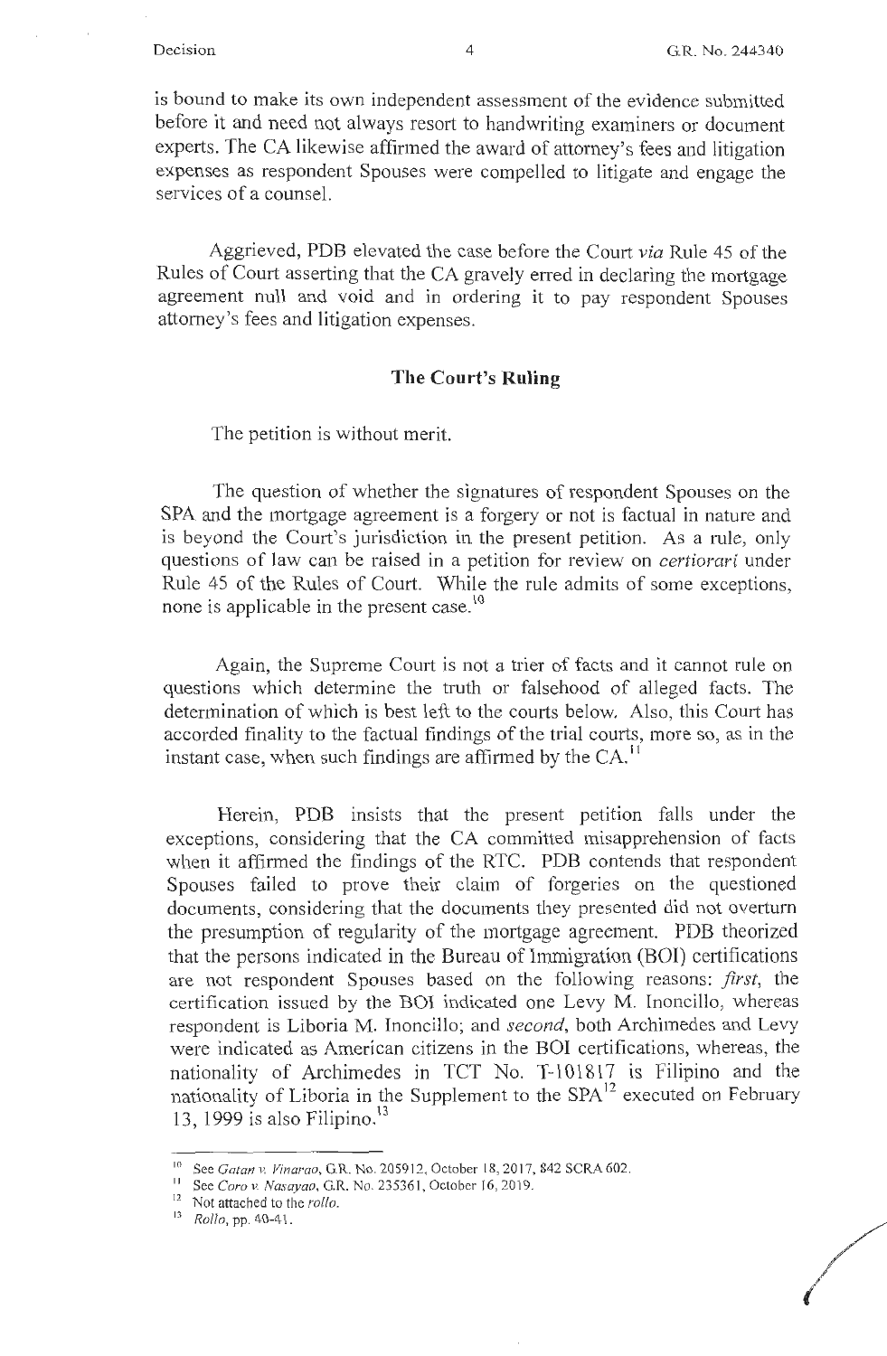is bound to make its own independent assessment of the evidence submitted before it and need not always resort to handwriting examiners or document experts. The CA likewise affirmed the award of attorney's fees and litigation expenses as respondent Spouses were compelled to litigate and engage the services of a counsel.

Aggrieved, PDB elevated the case before the Court *via* Rule 45 of the Rules of Court asserting that the CA gravely erred in declaring the mortgage agreement null and void and in ordering it to pay respondent Spouses attorney's fees and litigation expenses.

## The Court's Ruling

The petition is without merit.

The question of whether the signatures of respondent Spouses on the SPA and the mortgage agreement is a forgery or not is factual in nature and is beyond the Court's jurisdiction in the present petition. As a rule, only questions of law can be raised in a petition for review on *certiorari* under Rule 45 of the Rules of Court. While the rule admits of some exceptions, none is applicable in the present case.[10]

Again, the Supreme Court is not a trier of facts and it cannot rule on questions which determine the truth or falsehood of alleged facts. The determination of which is best left to the courts below. Also, this Court has accorded finality to the factual findings of the trial courts, more so, as in the instant case, when such findings are affirmed by the CA.[11]

Herein, PDB insists that the present petition falls under the exceptions, considering that the CA committed misapprehension of facts when it affirmed the findings of the RTC. PDB contends that respondent Spouses failed to prove their claim of forgeries on the questioned documents, considering that the documents they presented did not overturn the presumption of regularity of the mortgage agreement. PDB theorized that the persons indicated in the Bureau of Immigration (BOI) certifications are not respondent Spouses based on the following reasons: *first*, the certification issued by the BOI indicated one Levy M. Inoncillo, whereas respondent is Liboria M. Inoncillo; and *second*, both Archimedes and Levy were indicated as American citizens in the BOI certifications, whereas, the nationality of Archimedes in TCT No. T-101817 is Filipino and the nationality of Liboria in the Supplement to the SPA[12] executed on February 13, 1999 is also Filipino.[13]

---

[10] See *Gatan v. Vinarao*, G.R. No. 205912, October 18, 2017, 842 SCRA 602.

[11] See *Coro v. Nasayao*, G.R. No. 235361, October 16, 2019.

[12] Not attached to the *rollo*.

[13] *Rollo*, pp. 40-41.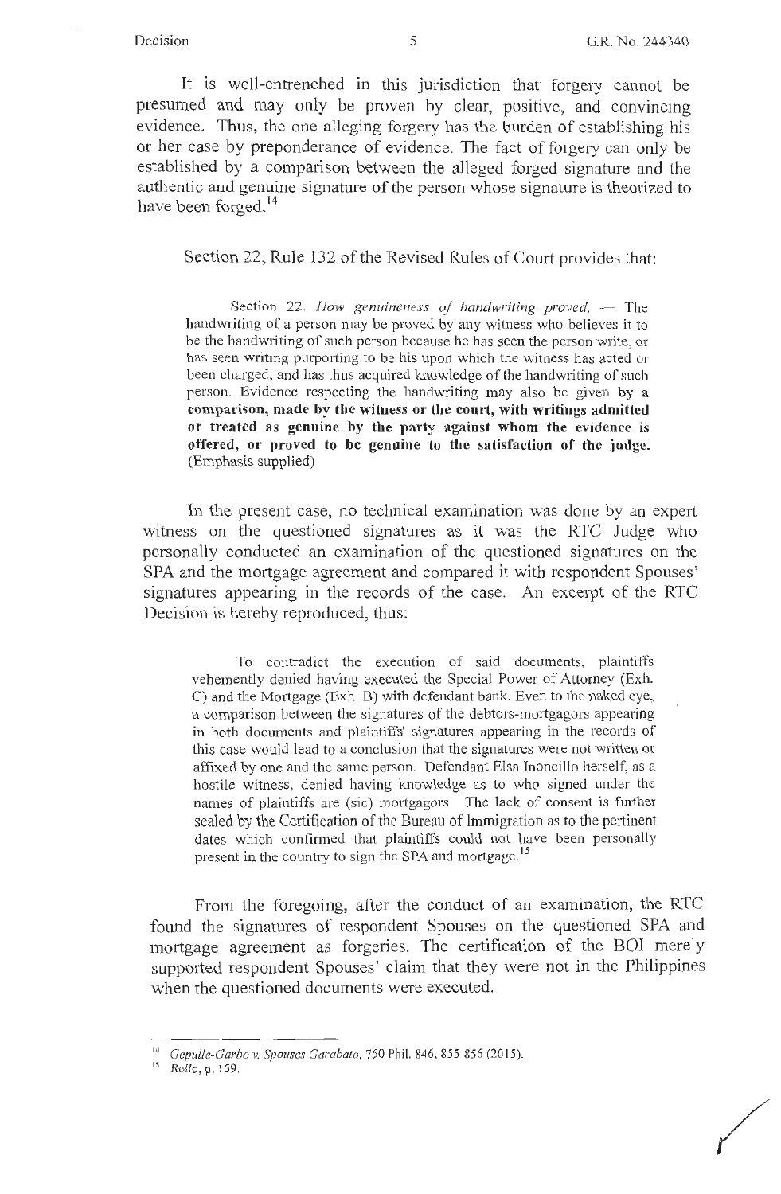It is well-entrenched in this jurisdiction that forgery cannot be presumed and may only be proven by clear, positive, and convincing evidence. Thus, the one alleging forgery has the burden of establishing his or her case by preponderance of evidence. The fact of forgery can only be established by a comparison between the alleged forged signature and the authentic and genuine signature of the person whose signature is theorized to have been forged.[14]

Section 22, Rule 132 of the Revised Rules of Court provides that:

> Section 22. *How genuineness of handwriting proved.* — The handwriting of a person may be proved by any witness who believes it to be the handwriting of such person because he has seen the person write, or has seen writing purporting to be his upon which the witness has acted or been charged, and has thus acquired knowledge of the handwriting of such person. Evidence respecting the handwriting may also be given **by a comparison, made by the witness or the court, with writings admitted or treated as genuine by the party against whom the evidence is offered, or proved to be genuine to the satisfaction of the judge.** (Emphasis supplied)

In the present case, no technical examination was done by an expert witness on the questioned signatures as it was the RTC Judge who personally conducted an examination of the questioned signatures on the SPA and the mortgage agreement and compared it with respondent Spouses' signatures appearing in the records of the case. An excerpt of the RTC Decision is hereby reproduced, thus:

> To contradict the execution of said documents, plaintiffs vehemently denied having executed the Special Power of Attorney (Exh. C) and the Mortgage (Exh. B) with defendant bank. Even to the naked eye, a comparison between the signatures of the debtors-mortgagors appearing in both documents and plaintiffs' signatures appearing in the records of this case would lead to a conclusion that the signatures were not written or affixed by one and the same person. Defendant Elsa Inoncillo herself, as a hostile witness, denied having knowledge as to who signed under the names of plaintiffs are (sic) mortgagors. The lack of consent is further sealed by the Certification of the Bureau of Immigration as to the pertinent dates which confirmed that plaintiffs could not have been personally present in the country to sign the SPA and mortgage.[15]

From the foregoing, after the conduct of an examination, the RTC found the signatures of respondent Spouses on the questioned SPA and mortgage agreement as forgeries. The certification of the BOI merely supported respondent Spouses' claim that they were not in the Philippines when the questioned documents were executed.

---

[14] *Gepulle-Garbo v. Spouses Garabato*, 750 Phil. 846, 855-856 (2015).

[15] *Rollo*, p. 159.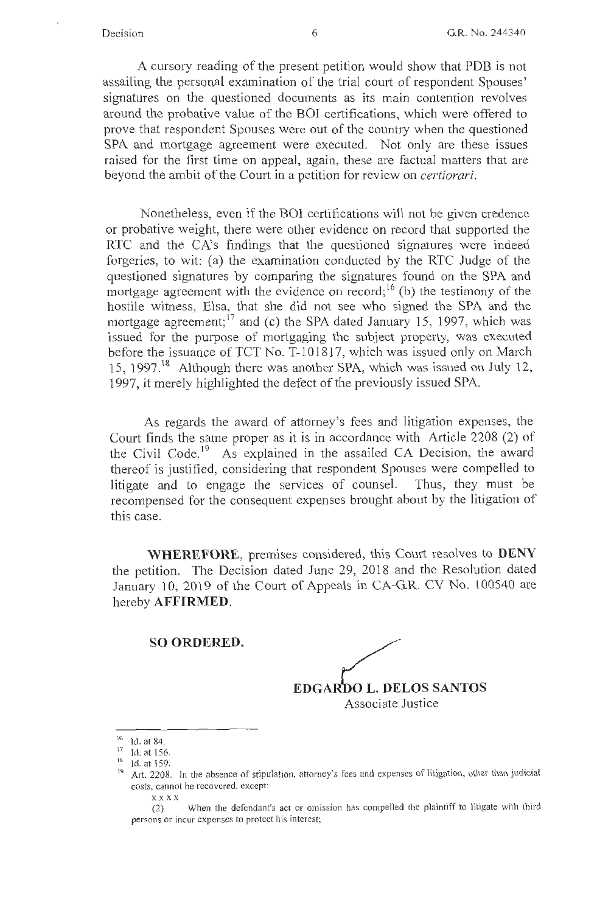A cursory reading of the present petition would show that PDB is not assailing the personal examination of the trial court of respondent Spouses' signatures on the questioned documents as its main contention revolves around the probative value of the BOI certifications, which were offered to prove that respondent Spouses were out of the country when the questioned SPA and mortgage agreement were executed. Not only are these issues raised for the first time on appeal, again, these are factual matters that are beyond the ambit of the Court in a petition for review on *certiorari*.

Nonetheless, even if the BOI certifications will not be given credence or probative weight, there were other evidence on record that supported the RTC and the CA's findings that the questioned signatures were indeed forgeries, to wit: (a) the examination conducted by the RTC Judge of the questioned signatures by comparing the signatures found on the SPA and mortgage agreement with the evidence on record;[16] (b) the testimony of the hostile witness, Elsa, that she did not see who signed the SPA and the mortgage agreement;[17] and (c) the SPA dated January 15, 1997, which was issued for the purpose of mortgaging the subject property, was executed before the issuance of TCT No. T-101817, which was issued only on March 15, 1997.[18] Although there was another SPA, which was issued on July 12, 1997, it merely highlighted the defect of the previously issued SPA.

As regards the award of attorney's fees and litigation expenses, the Court finds the same proper as it is in accordance with Article 2208 (2) of the Civil Code.[19] As explained in the assailed CA Decision, the award thereof is justified, considering that respondent Spouses were compelled to litigate and to engage the services of counsel. Thus, they must be recompensed for the consequent expenses brought about by the litigation of this case.

**WHEREFORE**, premises considered, this Court resolves to **DENY** the petition. The Decision dated June 29, 2018 and the Resolution dated January 10, 2019 of the Court of Appeals in CA-G.R. CV No. 100540 are hereby **AFFIRMED**.

**SO ORDERED.**

**EDGARDO L. DELOS SANTOS**
Associate Justice

---

[16] Id. at 84.

[17] Id. at 156.

[18] Id. at 159.

[19] Art. 2208. In the absence of stipulation, attorney's fees and expenses of litigation, other than judicial costs, cannot be recovered, except:

x x x x

(2) When the defendant's act or omission has compelled the plaintiff to litigate with third persons or incur expenses to protect his interest;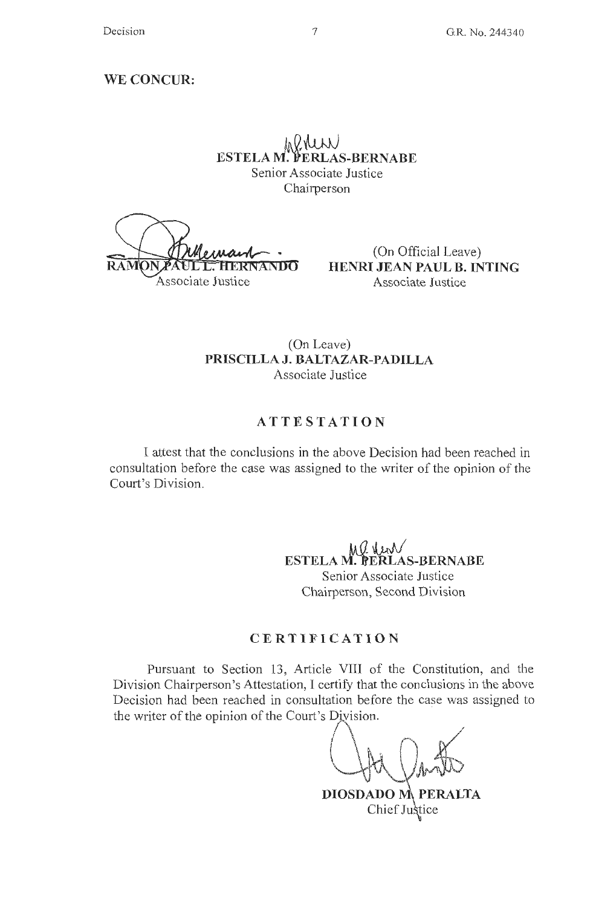**WE CONCUR:**

**ESTELA M. PERLAS-BERNABE**
Senior Associate Justice
Chairperson

**RAMON PAUL L. HERNANDO**
Associate Justice

(On Official Leave)
**HENRI JEAN PAUL B. INTING**
Associate Justice

(On Leave)
**PRISCILLA J. BALTAZAR-PADILLA**
Associate Justice

## ATTESTATION

I attest that the conclusions in the above Decision had been reached in consultation before the case was assigned to the writer of the opinion of the Court's Division.

**ESTELA M. PERLAS-BERNABE**
Senior Associate Justice
Chairperson, Second Division

## CERTIFICATION

Pursuant to Section 13, Article VIII of the Constitution, and the Division Chairperson's Attestation, I certify that the conclusions in the above Decision had been reached in consultation before the case was assigned to the writer of the opinion of the Court's Division.

**DIOSDADO M. PERALTA**
Chief Justice